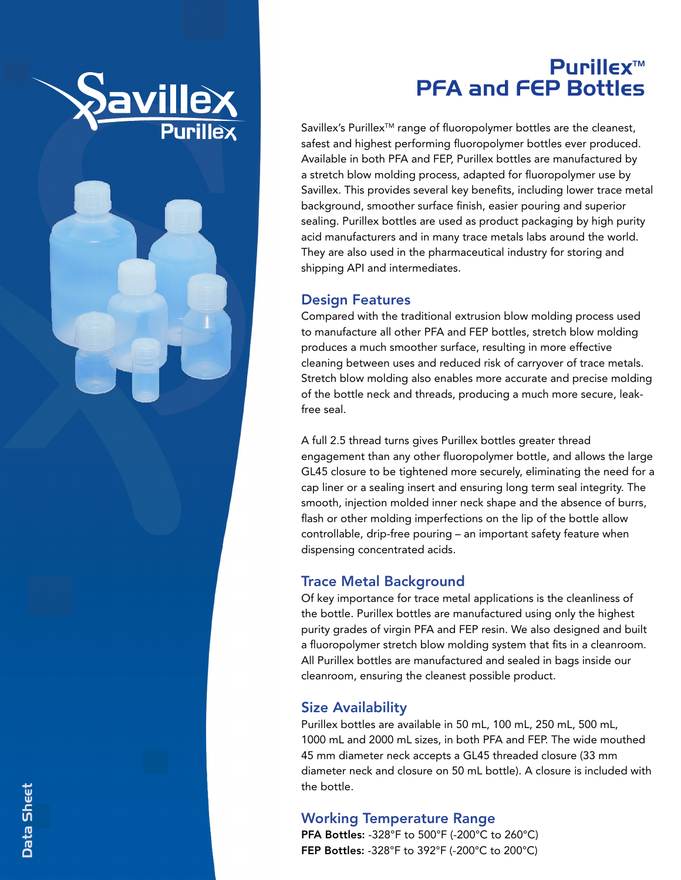# Purillex™ PFA and FEP Bottles

Savillex's Purillex™ range of fluoropolymer bottles are the cleanest, safest and highest performing fluoropolymer bottles ever produced. Available in both PFA and FEP, Purillex bottles are manufactured by a stretch blow molding process, adapted for fluoropolymer use by Savillex. This provides several key benefits, including lower trace metal background, smoother surface finish, easier pouring and superior sealing. Purillex bottles are used as product packaging by high purity acid manufacturers and in many trace metals labs around the world. They are also used in the pharmaceutical industry for storing and shipping API and intermediates.

## Design Features

Compared with the traditional extrusion blow molding process used to manufacture all other PFA and FEP bottles, stretch blow molding produces a much smoother surface, resulting in more effective cleaning between uses and reduced risk of carryover of trace metals. Stretch blow molding also enables more accurate and precise molding of the bottle neck and threads, producing a much more secure, leak-free seal.

A full 2.5 thread turns gives Purillex bottles greater thread engagement than any other fluoropolymer bottle, and allows the large GL45 closure to be tightened more securely, eliminating the need for a cap liner or a sealing insert and ensuring long term seal integrity. The smooth, injection molded inner neck shape and the absence of burrs, flash or other molding imperfections on the lip of the bottle allow controllable, drip-free pouring – an important safety feature when dispensing concentrated acids.

## Trace Metal Background

Of key importance for trace metal applications is the cleanliness of the bottle. Purillex bottles are manufactured using only the highest purity grades of virgin PFA and FEP resin. We also designed and built a fluoropolymer stretch blow molding system that fits in a cleanroom. All Purillex bottles are manufactured and sealed in bags inside our cleanroom, ensuring the cleanest possible product.

## Size Availability

Purillex bottles are available in 50 mL, 100 mL, 250 mL, 500 mL, 1000 mL and 2000 mL sizes, in both PFA and FEP. The wide mouthed 45 mm diameter neck accepts a GL45 threaded closure (33 mm diameter neck and closure on 50 mL bottle). A closure is included with the bottle.

## Working Temperature Range

**PFA Bottles:** -328°F to 500°F (-200°C to 260°C)
**FEP Bottles:** -328°F to 392°F (-200°C to 200°C)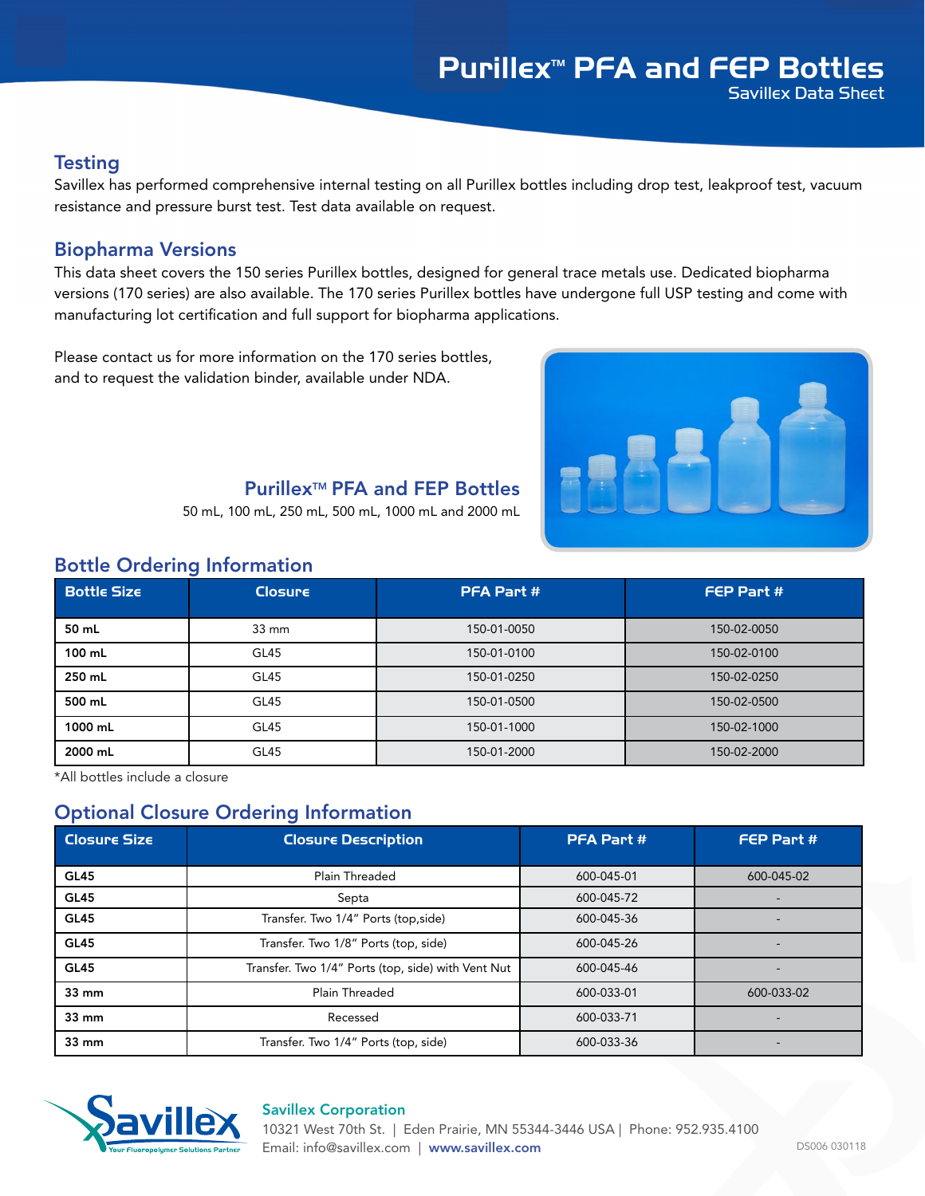# Purillex™ PFA and FEP Bottles

Savillex Data Sheet

## Testing

Savillex has performed comprehensive internal testing on all Purillex bottles including drop test, leakproof test, vacuum resistance and pressure burst test. Test data available on request.

## Biopharma Versions

This data sheet covers the 150 series Purillex bottles, designed for general trace metals use. Dedicated biopharma versions (170 series) are also available. The 170 series Purillex bottles have undergone full USP testing and come with manufacturing lot certification and full support for biopharma applications.

Please contact us for more information on the 170 series bottles, and to request the validation binder, available under NDA.

### Purillex™ PFA and FEP Bottles

50 mL, 100 mL, 250 mL, 500 mL, 1000 mL and 2000 mL

## Bottle Ordering Information

| Bottle Size | Closure | PFA Part # | FEP Part # |
|---|---|---|---|
| **50 mL** | 33 mm | 150-01-0050 | 150-02-0050 |
| **100 mL** | GL45 | 150-01-0100 | 150-02-0100 |
| **250 mL** | GL45 | 150-01-0250 | 150-02-0250 |
| **500 mL** | GL45 | 150-01-0500 | 150-02-0500 |
| **1000 mL** | GL45 | 150-01-1000 | 150-02-1000 |
| **2000 mL** | GL45 | 150-01-2000 | 150-02-2000 |

*All bottles include a closure

## Optional Closure Ordering Information

| Closure Size | Closure Description | PFA Part # | FEP Part # |
|---|---|---|---|
| **GL45** | Plain Threaded | 600-045-01 | 600-045-02 |
| **GL45** | Septa | 600-045-72 | - |
| **GL45** | Transfer. Two 1/4" Ports (top,side) | 600-045-36 | - |
| **GL45** | Transfer. Two 1/8" Ports (top, side) | 600-045-26 | - |
| **GL45** | Transfer. Two 1/4" Ports (top, side) with Vent Nut | 600-045-46 | - |
| **33 mm** | Plain Threaded | 600-033-01 | 600-033-02 |
| **33 mm** | Recessed | 600-033-71 | - |
| **33 mm** | Transfer. Two 1/4" Ports (top, side) | 600-033-36 | - |

Savillex — Your Fluoropolymer Solutions Partner

**Savillex Corporation**

10321 West 70th St. | Eden Prairie, MN 55344-3446 USA | Phone: 952.935.4100

Email: info@savillex.com | www.savillex.com

DS006 030118